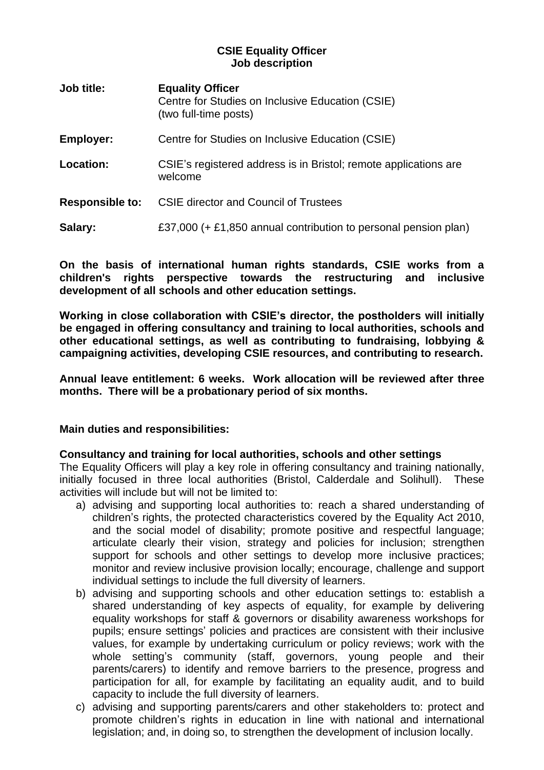**CSIE Equality Officer**
**Job description**

| | |
|---|---|
| **Job title:** | **Equality Officer**<br>Centre for Studies on Inclusive Education (CSIE)<br>(two full-time posts) |
| **Employer:** | Centre for Studies on Inclusive Education (CSIE) |
| **Location:** | CSIE's registered address is in Bristol; remote applications are welcome |
| **Responsible to:** | CSIE director and Council of Trustees |
| **Salary:** | £37,000 (+ £1,850 annual contribution to personal pension plan) |

**On the basis of international human rights standards, CSIE works from a children's rights perspective towards the restructuring and inclusive development of all schools and other education settings.**

**Working in close collaboration with CSIE's director, the postholders will initially be engaged in offering consultancy and training to local authorities, schools and other educational settings, as well as contributing to fundraising, lobbying & campaigning activities, developing CSIE resources, and contributing to research.**

**Annual leave entitlement: 6 weeks. Work allocation will be reviewed after three months. There will be a probationary period of six months.**

**Main duties and responsibilities:**

**Consultancy and training for local authorities, schools and other settings**

The Equality Officers will play a key role in offering consultancy and training nationally, initially focused in three local authorities (Bristol, Calderdale and Solihull). These activities will include but will not be limited to:

a) advising and supporting local authorities to: reach a shared understanding of children's rights, the protected characteristics covered by the Equality Act 2010, and the social model of disability; promote positive and respectful language; articulate clearly their vision, strategy and policies for inclusion; strengthen support for schools and other settings to develop more inclusive practices; monitor and review inclusive provision locally; encourage, challenge and support individual settings to include the full diversity of learners.
b) advising and supporting schools and other education settings to: establish a shared understanding of key aspects of equality, for example by delivering equality workshops for staff & governors or disability awareness workshops for pupils; ensure settings' policies and practices are consistent with their inclusive values, for example by undertaking curriculum or policy reviews; work with the whole setting's community (staff, governors, young people and their parents/carers) to identify and remove barriers to the presence, progress and participation for all, for example by facilitating an equality audit, and to build capacity to include the full diversity of learners.
c) advising and supporting parents/carers and other stakeholders to: protect and promote children's rights in education in line with national and international legislation; and, in doing so, to strengthen the development of inclusion locally.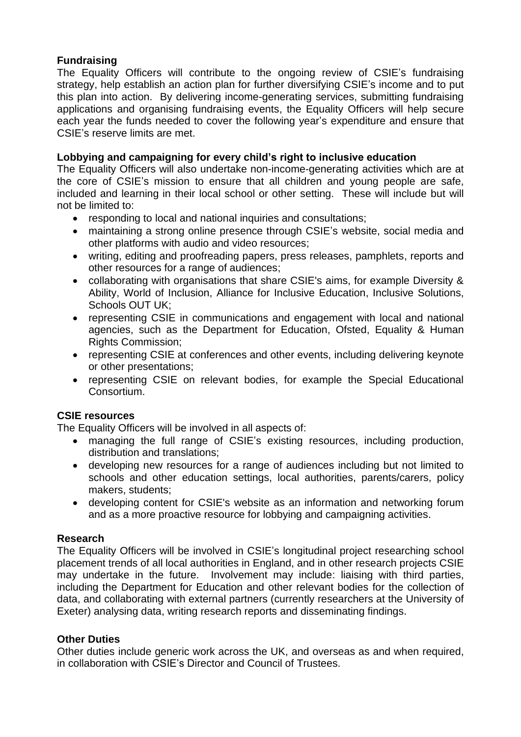**Fundraising**

The Equality Officers will contribute to the ongoing review of CSIE's fundraising strategy, help establish an action plan for further diversifying CSIE's income and to put this plan into action. By delivering income-generating services, submitting fundraising applications and organising fundraising events, the Equality Officers will help secure each year the funds needed to cover the following year's expenditure and ensure that CSIE's reserve limits are met.

**Lobbying and campaigning for every child's right to inclusive education**

The Equality Officers will also undertake non-income-generating activities which are at the core of CSIE's mission to ensure that all children and young people are safe, included and learning in their local school or other setting. These will include but will not be limited to:

- responding to local and national inquiries and consultations;
- maintaining a strong online presence through CSIE's website, social media and other platforms with audio and video resources;
- writing, editing and proofreading papers, press releases, pamphlets, reports and other resources for a range of audiences;
- collaborating with organisations that share CSIE's aims, for example Diversity & Ability, World of Inclusion, Alliance for Inclusive Education, Inclusive Solutions, Schools OUT UK;
- representing CSIE in communications and engagement with local and national agencies, such as the Department for Education, Ofsted, Equality & Human Rights Commission;
- representing CSIE at conferences and other events, including delivering keynote or other presentations;
- representing CSIE on relevant bodies, for example the Special Educational Consortium.

**CSIE resources**

The Equality Officers will be involved in all aspects of:

- managing the full range of CSIE's existing resources, including production, distribution and translations;
- developing new resources for a range of audiences including but not limited to schools and other education settings, local authorities, parents/carers, policy makers, students;
- developing content for CSIE's website as an information and networking forum and as a more proactive resource for lobbying and campaigning activities.

**Research**

The Equality Officers will be involved in CSIE's longitudinal project researching school placement trends of all local authorities in England, and in other research projects CSIE may undertake in the future. Involvement may include: liaising with third parties, including the Department for Education and other relevant bodies for the collection of data, and collaborating with external partners (currently researchers at the University of Exeter) analysing data, writing research reports and disseminating findings.

**Other Duties**

Other duties include generic work across the UK, and overseas as and when required, in collaboration with CSIE's Director and Council of Trustees.